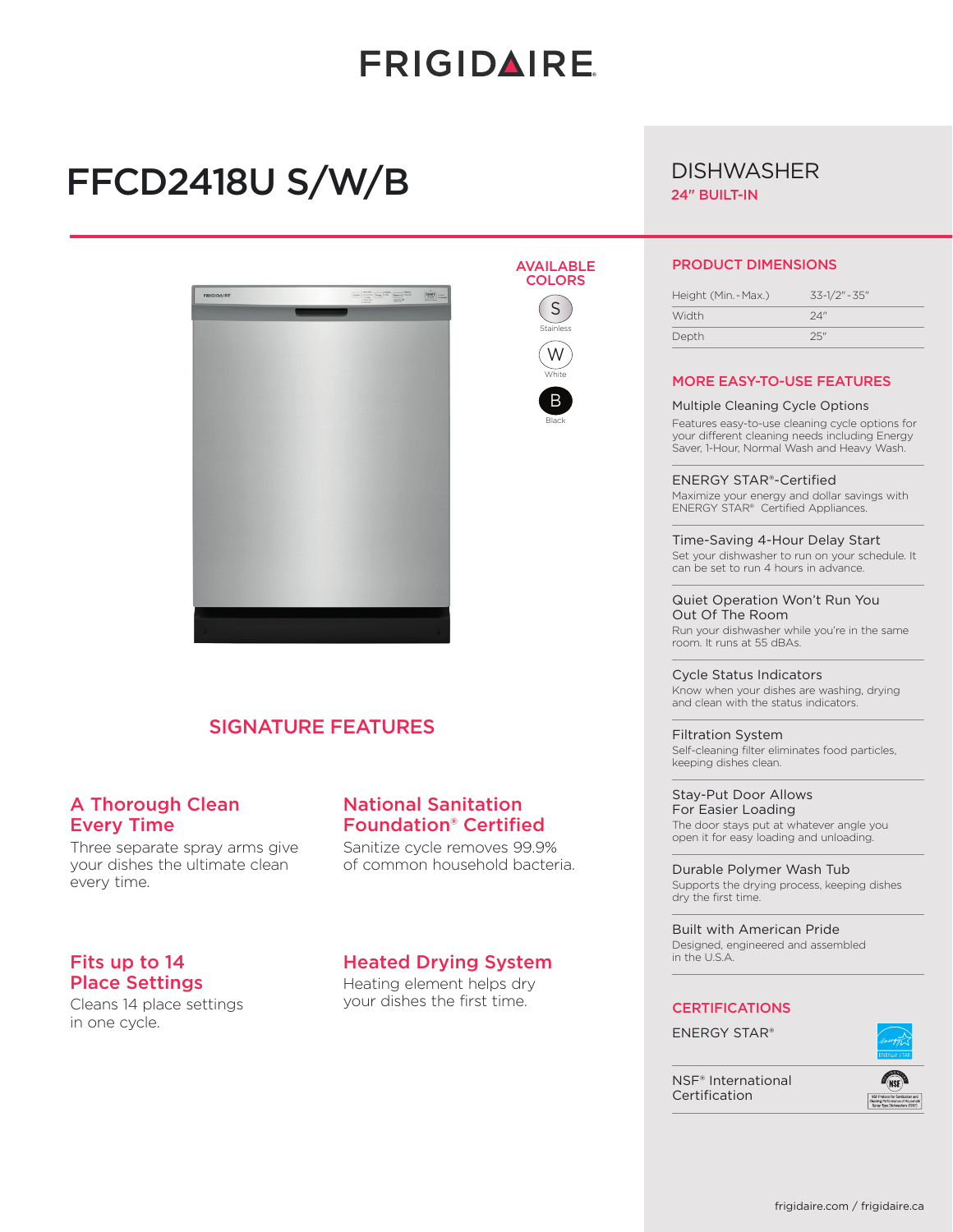# FRIGIDAIRE

# FFCD2418U S/W/B

## DISHWASHER

**24" BUILT-IN**

### AVAILABLE COLORS

- S — Stainless
- W — White
- B — Black

## SIGNATURE FEATURES

### A Thorough Clean Every Time

Three separate spray arms give your dishes the ultimate clean every time.

### National Sanitation Foundation® Certified

Sanitize cycle removes 99.9% of common household bacteria.

### Fits up to 14 Place Settings

Cleans 14 place settings in one cycle.

### Heated Drying System

Heating element helps dry your dishes the first time.

## PRODUCT DIMENSIONS

| | |
|---|---|
| Height (Min.-Max.) | 33-1/2"-35" |
| Width | 24" |
| Depth | 25" |

## MORE EASY-TO-USE FEATURES

**Multiple Cleaning Cycle Options**

Features easy-to-use cleaning cycle options for your different cleaning needs including Energy Saver, 1-Hour, Normal Wash and Heavy Wash.

**ENERGY STAR®-Certified**

Maximize your energy and dollar savings with ENERGY STAR® Certified Appliances.

**Time-Saving 4-Hour Delay Start**

Set your dishwasher to run on your schedule. It can be set to run 4 hours in advance.

**Quiet Operation Won't Run You Out Of The Room**

Run your dishwasher while you're in the same room. It runs at 55 dBAs.

**Cycle Status Indicators**

Know when your dishes are washing, drying and clean with the status indicators.

**Filtration System**

Self-cleaning filter eliminates food particles, keeping dishes clean.

**Stay-Put Door Allows For Easier Loading**

The door stays put at whatever angle you open it for easy loading and unloading.

**Durable Polymer Wash Tub**

Supports the drying process, keeping dishes dry the first time.

**Built with American Pride**

Designed, engineered and assembled in the U.S.A.

## CERTIFICATIONS

ENERGY STAR®

NSF® International Certification

frigidaire.com / frigidaire.ca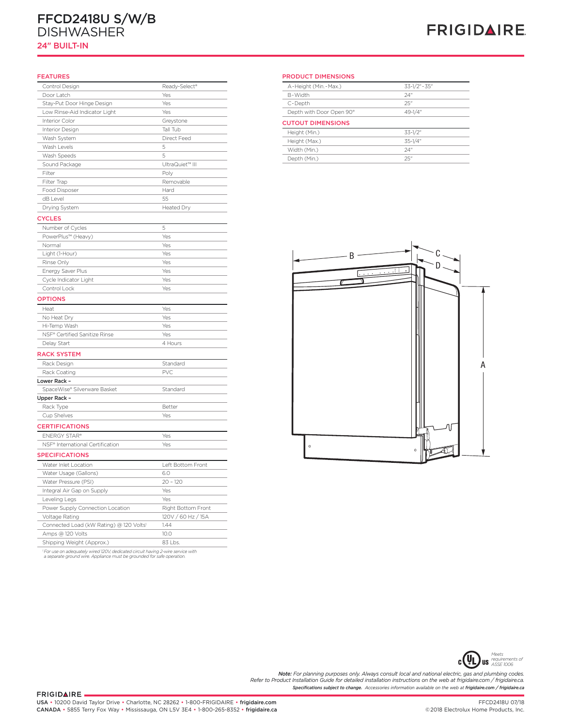# FFCD2418U S/W/B
# DISHWASHER
## 24" BUILT-IN

FRIGIDAIRE

## FEATURES

| | |
|---|---|
| Control Design | Ready-Select® |
| Door Latch | Yes |
| Stay-Put Door Hinge Design | Yes |
| Low Rinse-Aid Indicator Light | Yes |
| Interior Color | Greystone |
| Interior Design | Tall Tub |
| Wash System | Direct Feed |
| Wash Levels | 5 |
| Wash Speeds | 5 |
| Sound Package | UltraQuiet™ III |
| Filter | Poly |
| Filter Trap | Removable |
| Food Disposer | Hard |
| dB Level | 55 |
| Drying System | Heated Dry |

## CYCLES

| | |
|---|---|
| Number of Cycles | 5 |
| PowerPlus™ (Heavy) | Yes |
| Normal | Yes |
| Light (1-Hour) | Yes |
| Rinse Only | Yes |
| Energy Saver Plus | Yes |
| Cycle Indicator Light | Yes |
| Control Lock | Yes |

## OPTIONS

| | |
|---|---|
| Heat | Yes |
| No Heat Dry | Yes |
| Hi-Temp Wash | Yes |
| NSF® Certified Sanitize Rinse | Yes |
| Delay Start | 4 Hours |

## RACK SYSTEM

| | |
|---|---|
| Rack Design | Standard |
| Rack Coating | PVC |
| **Lower Rack –** | |
| SpaceWise® Silverware Basket | Standard |
| **Upper Rack –** | |
| Rack Type | Better |
| Cup Shelves | Yes |

## CERTIFICATIONS

| | |
|---|---|
| ENERGY STAR® | Yes |
| NSF® International Certification | Yes |

## SPECIFICATIONS

| | |
|---|---|
| Water Inlet Location | Left Bottom Front |
| Water Usage (Gallons) | 6.0 |
| Water Pressure (PSI) | 20 - 120 |
| Integral Air Gap on Supply | Yes |
| Leveling Legs | Yes |
| Power Supply Connection Location | Right Bottom Front |
| Voltage Rating | 120V / 60 Hz / 15A |
| Connected Load (kW Rating) @ 120 Volts[1] | 1.44 |
| Amps @ 120 Volts | 10.0 |
| Shipping Weight (Approx.) | 83 Lbs. |

[1] *For use on adequately wired 120V, dedicated circuit having 2-wire service with a separate ground wire. Appliance must be grounded for safe operation.*

## PRODUCT DIMENSIONS

| | |
|---|---|
| A-Height (Min.-Max.) | 33-1/2" - 35" |
| B-Width | 24" |
| C-Depth | 25" |
| Depth with Door Open 90° | 49-1/4" |

## CUTOUT DIMENSIONS

| | |
|---|---|
| Height (Min.) | 33-1/2" |
| Height (Max.) | 35-1/4" |
| Width (Min.) | 24" |
| Depth (Min.) | 25" |

B C D A

Meets requirements of ASSE 1006

***Note:*** *For planning purposes only. Always consult local and national electric, gas and plumbing codes. Refer to Product Installation Guide for detailed installation instructions on the web at frigidaire.com / frigidaire.ca.*

***Specifications subject to change.*** *Accessories information available on the web at* ***frigidaire.com / frigidaire.ca***

FRIGIDAIRE

USA • 10200 David Taylor Drive • Charlotte, NC 28262 • 1-800-FRIGIDAIRE • frigidaire.com
CANADA • 5855 Terry Fox Way • Mississauga, ON L5V 3E4 • 1-800-265-8352 • frigidaire.ca

FFCD2418U 07/18
©2018 Electrolux Home Products, Inc.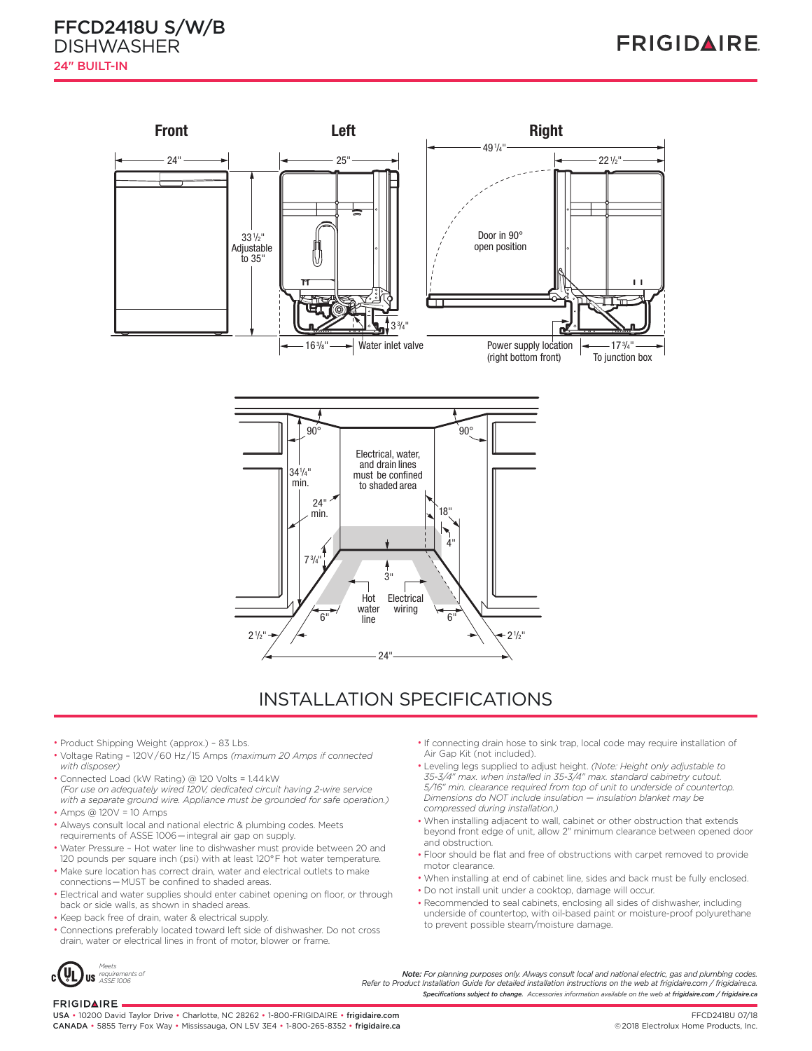# FFCD2418U S/W/B
DISHWASHER
24" BUILT-IN

FRIGIDAIRE

Front

24"

Left

25"

33 1/2"
Adjustable
to 35"

3 3/4"

16 3/8"

Water inlet valve

Right

49 1/4"

22 1/2"

Door in 90°
open position

Power supply location
(right bottom front)

17 3/4"
To junction box

90°

90°

34 1/4"
min.

24"
min.

Electrical, water,
and drain lines
must be confined
to shaded area

18"

4"

7 3/4"

3"

Hot
water
line

Electrical
wiring

6"

6"

2 1/2"

2 1/2"

24"

## INSTALLATION SPECIFICATIONS

- Product Shipping Weight (approx.) – 83 Lbs.
- Voltage Rating – 120V/60 Hz/15 Amps *(maximum 20 Amps if connected with disposer)*
- Connected Load (kW Rating) @ 120 Volts = 1.44 kW
  *(For use on adequately wired 120V, dedicated circuit having 2-wire service with a separate ground wire. Appliance must be grounded for safe operation.)*
- Amps @ 120V = 10 Amps
- Always consult local and national electric & plumbing codes. Meets requirements of ASSE 1006—integral air gap on supply.
- Water Pressure – Hot water line to dishwasher must provide between 20 and 120 pounds per square inch (psi) with at least 120°F hot water temperature.
- Make sure location has correct drain, water and electrical outlets to make connections—MUST be confined to shaded areas.
- Electrical and water supplies should enter cabinet opening on floor, or through back or side walls, as shown in shaded areas.
- Keep back free of drain, water & electrical supply.
- Connections preferably located toward left side of dishwasher. Do not cross drain, water or electrical lines in front of motor, blower or frame.
- If connecting drain hose to sink trap, local code may require installation of Air Gap Kit (not included).
- Leveling legs supplied to adjust height. *(Note: Height only adjustable to 35-3/4" max. when installed in 35-3/4" max. standard cabinetry cutout. 5/16" min. clearance required from top of unit to underside of countertop. Dimensions do NOT include insulation — insulation blanket may be compressed during installation.)*
- When installing adjacent to wall, cabinet or other obstruction that extends beyond front edge of unit, allow 2" minimum clearance between opened door and obstruction.
- Floor should be flat and free of obstructions with carpet removed to provide motor clearance.
- When installing at end of cabinet line, sides and back must be fully enclosed.
- Do not install unit under a cooktop, damage will occur.
- Recommended to seal cabinets, enclosing all sides of dishwasher, including underside of countertop, with oil-based paint or moisture-proof polyurethane to prevent possible steam/moisture damage.

c UL us *Meets requirements of ASSE 1006*

***Note:** For planning purposes only. Always consult local and national electric, gas and plumbing codes. Refer to Product Installation Guide for detailed installation instructions on the web at frigidaire.com / frigidaire.ca.*

***Specifications subject to change.** Accessories information available on the web at **frigidaire.com / frigidaire.ca***

FRIGIDAIRE
USA • 10200 David Taylor Drive • Charlotte, NC 28262 • 1-800-FRIGIDAIRE • **frigidaire.com**
CANADA • 5855 Terry Fox Way • Mississauga, ON L5V 3E4 • 1-800-265-8352 • **frigidaire.ca**

FFCD2418U 07/18
©2018 Electrolux Home Products, Inc.